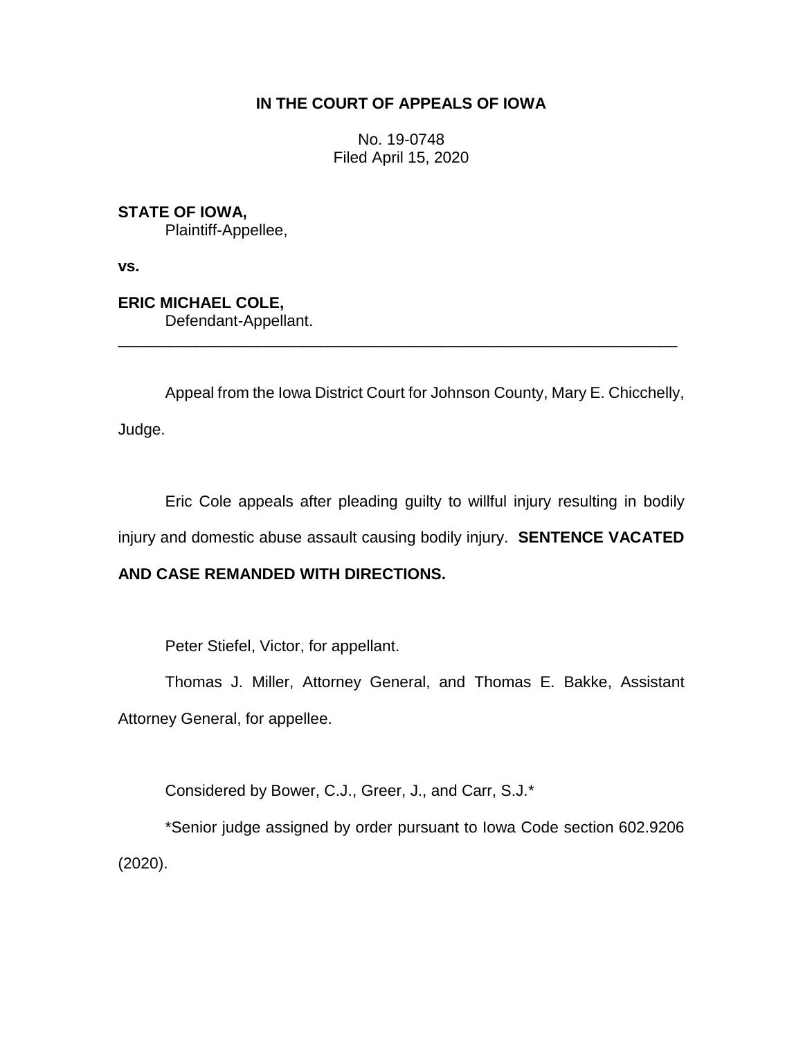# IN THE COURT OF APPEALS OF IOWA

No. 19-0748
Filed April 15, 2020

**STATE OF IOWA,**
Plaintiff-Appellee,

**vs.**

**ERIC MICHAEL COLE,**
Defendant-Appellant.

---

Appeal from the Iowa District Court for Johnson County, Mary E. Chicchelly, Judge.

Eric Cole appeals after pleading guilty to willful injury resulting in bodily injury and domestic abuse assault causing bodily injury. **SENTENCE VACATED AND CASE REMANDED WITH DIRECTIONS.**

Peter Stiefel, Victor, for appellant.

Thomas J. Miller, Attorney General, and Thomas E. Bakke, Assistant Attorney General, for appellee.

Considered by Bower, C.J., Greer, J., and Carr, S.J.*

*Senior judge assigned by order pursuant to Iowa Code section 602.9206 (2020).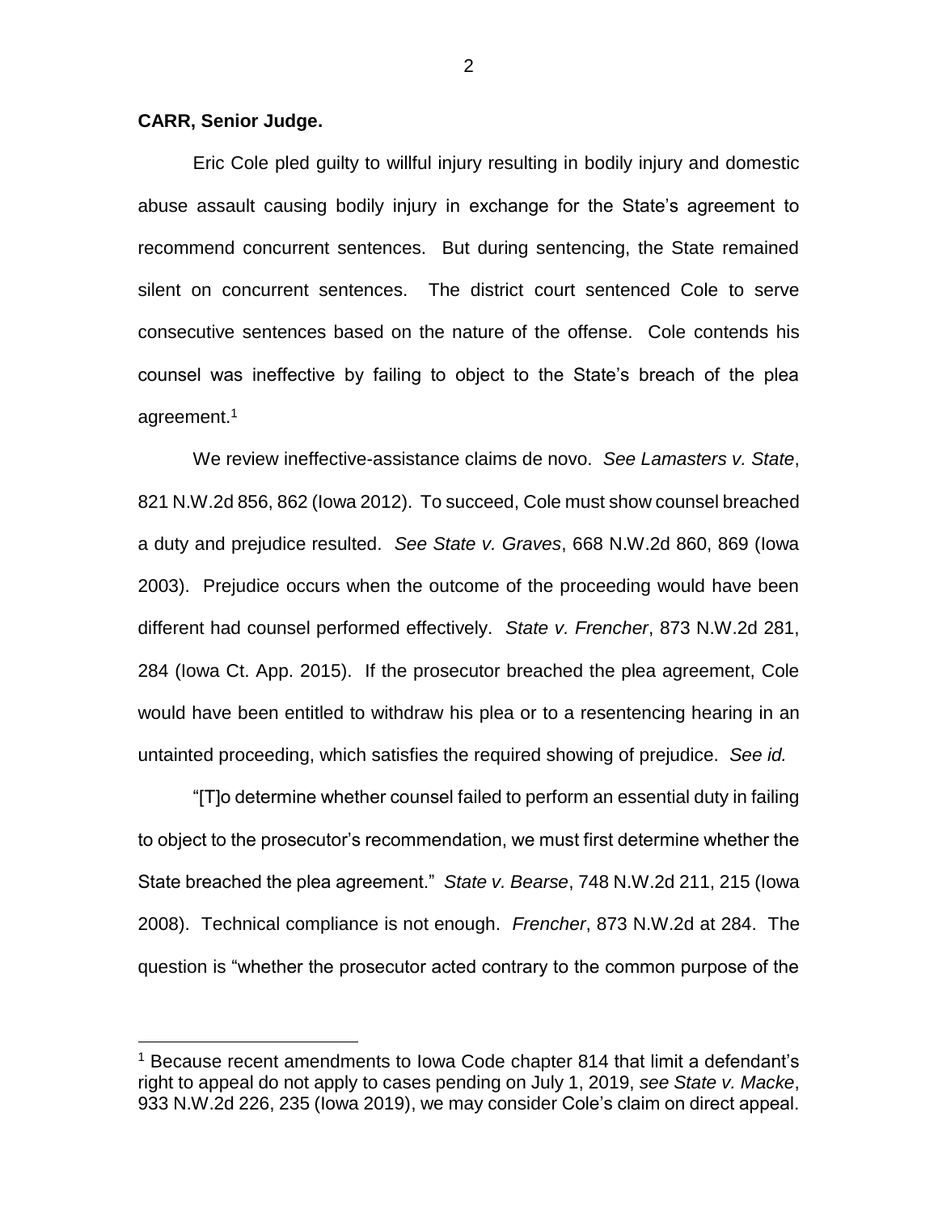**CARR, Senior Judge.**

Eric Cole pled guilty to willful injury resulting in bodily injury and domestic abuse assault causing bodily injury in exchange for the State's agreement to recommend concurrent sentences. But during sentencing, the State remained silent on concurrent sentences. The district court sentenced Cole to serve consecutive sentences based on the nature of the offense. Cole contends his counsel was ineffective by failing to object to the State's breach of the plea agreement.[1]

We review ineffective-assistance claims de novo. *See Lamasters v. State*, 821 N.W.2d 856, 862 (Iowa 2012). To succeed, Cole must show counsel breached a duty and prejudice resulted. *See State v. Graves*, 668 N.W.2d 860, 869 (Iowa 2003). Prejudice occurs when the outcome of the proceeding would have been different had counsel performed effectively. *State v. Frencher*, 873 N.W.2d 281, 284 (Iowa Ct. App. 2015). If the prosecutor breached the plea agreement, Cole would have been entitled to withdraw his plea or to a resentencing hearing in an untainted proceeding, which satisfies the required showing of prejudice. *See id.*

"[T]o determine whether counsel failed to perform an essential duty in failing to object to the prosecutor's recommendation, we must first determine whether the State breached the plea agreement." *State v. Bearse*, 748 N.W.2d 211, 215 (Iowa 2008). Technical compliance is not enough. *Frencher*, 873 N.W.2d at 284. The question is "whether the prosecutor acted contrary to the common purpose of the

[1] Because recent amendments to Iowa Code chapter 814 that limit a defendant's right to appeal do not apply to cases pending on July 1, 2019, *see State v. Macke*, 933 N.W.2d 226, 235 (Iowa 2019), we may consider Cole's claim on direct appeal.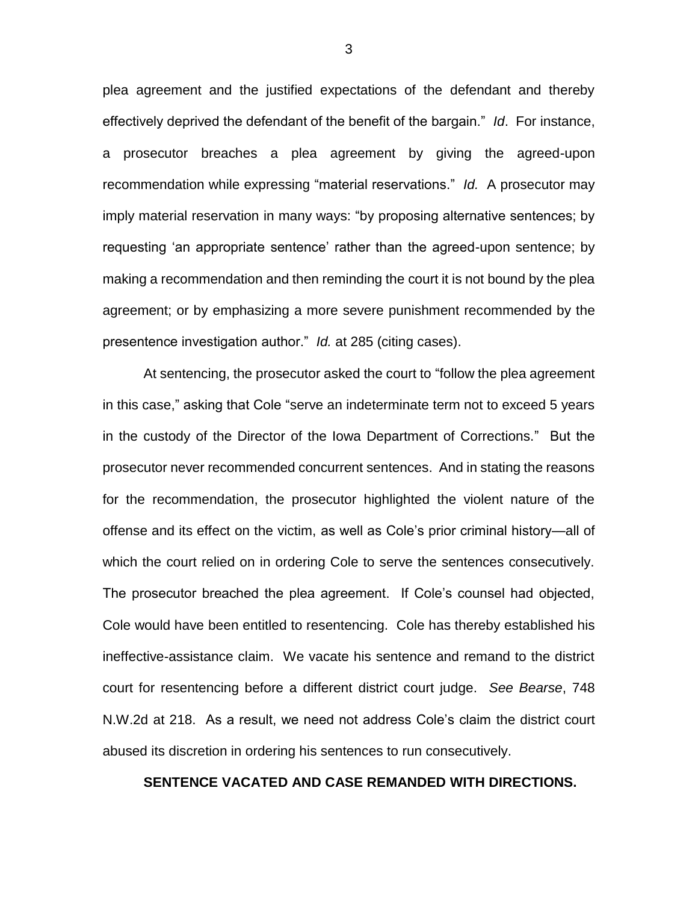plea agreement and the justified expectations of the defendant and thereby effectively deprived the defendant of the benefit of the bargain." *Id*. For instance, a prosecutor breaches a plea agreement by giving the agreed-upon recommendation while expressing "material reservations." *Id.* A prosecutor may imply material reservation in many ways: "by proposing alternative sentences; by requesting 'an appropriate sentence' rather than the agreed-upon sentence; by making a recommendation and then reminding the court it is not bound by the plea agreement; or by emphasizing a more severe punishment recommended by the presentence investigation author." *Id.* at 285 (citing cases).

At sentencing, the prosecutor asked the court to "follow the plea agreement in this case," asking that Cole "serve an indeterminate term not to exceed 5 years in the custody of the Director of the Iowa Department of Corrections." But the prosecutor never recommended concurrent sentences. And in stating the reasons for the recommendation, the prosecutor highlighted the violent nature of the offense and its effect on the victim, as well as Cole's prior criminal history—all of which the court relied on in ordering Cole to serve the sentences consecutively. The prosecutor breached the plea agreement. If Cole's counsel had objected, Cole would have been entitled to resentencing. Cole has thereby established his ineffective-assistance claim. We vacate his sentence and remand to the district court for resentencing before a different district court judge. *See Bearse*, 748 N.W.2d at 218. As a result, we need not address Cole's claim the district court abused its discretion in ordering his sentences to run consecutively.

**SENTENCE VACATED AND CASE REMANDED WITH DIRECTIONS.**